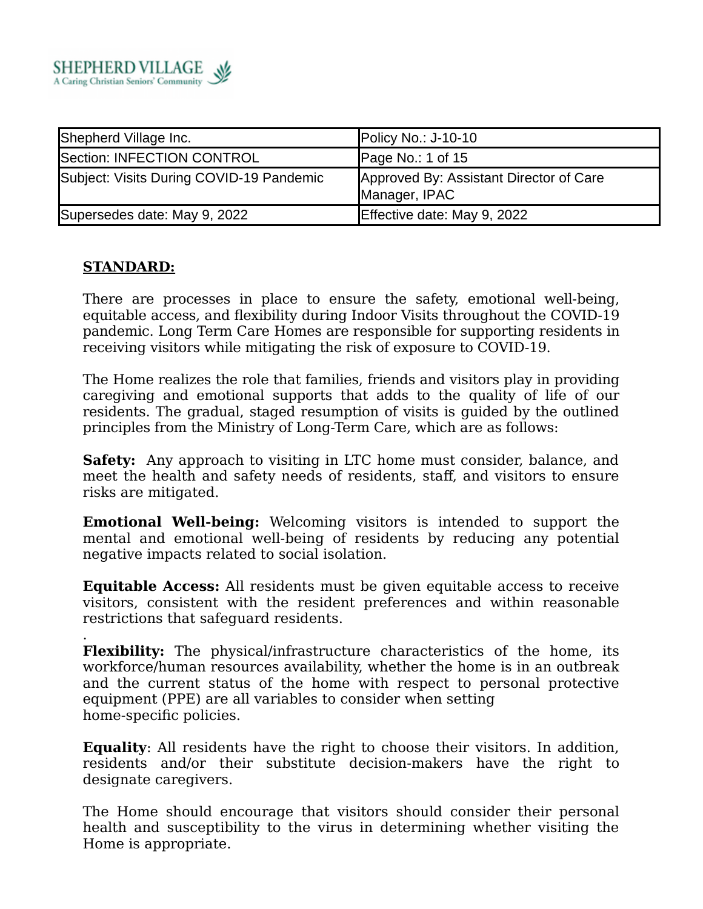SHEPHERD VILLAGE
A Caring Christian Seniors' Community

| Shepherd Village Inc. | Policy No.: J-10-10 |
|---|---|
| Section: INFECTION CONTROL | Page No.: 1 of 15 |
| Subject: Visits During COVID-19 Pandemic | Approved By: Assistant Director of Care Manager, IPAC |
| Supersedes date: May 9, 2022 | Effective date: May 9, 2022 |

**STANDARD:**

There are processes in place to ensure the safety, emotional well-being, equitable access, and flexibility during Indoor Visits throughout the COVID-19 pandemic. Long Term Care Homes are responsible for supporting residents in receiving visitors while mitigating the risk of exposure to COVID-19.

The Home realizes the role that families, friends and visitors play in providing caregiving and emotional supports that adds to the quality of life of our residents. The gradual, staged resumption of visits is guided by the outlined principles from the Ministry of Long-Term Care, which are as follows:

**Safety:** Any approach to visiting in LTC home must consider, balance, and meet the health and safety needs of residents, staff, and visitors to ensure risks are mitigated.

**Emotional Well-being:** Welcoming visitors is intended to support the mental and emotional well-being of residents by reducing any potential negative impacts related to social isolation.

**Equitable Access:** All residents must be given equitable access to receive visitors, consistent with the resident preferences and within reasonable restrictions that safeguard residents.

.
**Flexibility:** The physical/infrastructure characteristics of the home, its workforce/human resources availability, whether the home is in an outbreak and the current status of the home with respect to personal protective equipment (PPE) are all variables to consider when setting home-specific policies.

**Equality**: All residents have the right to choose their visitors. In addition, residents and/or their substitute decision-makers have the right to designate caregivers.

The Home should encourage that visitors should consider their personal health and susceptibility to the virus in determining whether visiting the Home is appropriate.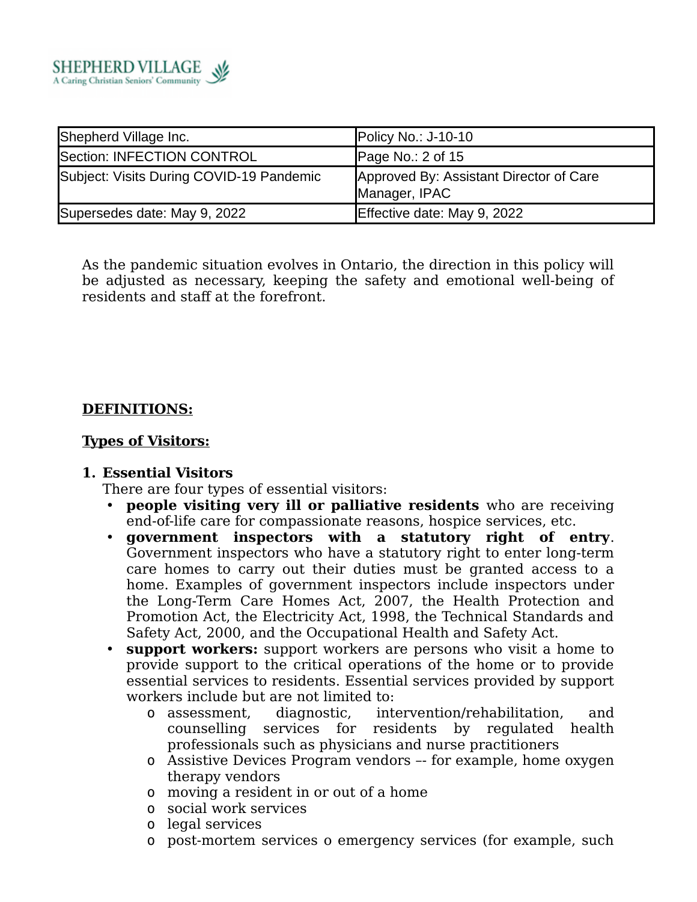As the pandemic situation evolves in Ontario, the direction in this policy will be adjusted as necessary, keeping the safety and emotional well-being of residents and staff at the forefront.

**DEFINITIONS:**

**Types of Visitors:**

1. **Essential Visitors**
   There are four types of essential visitors:
   - **people visiting very ill or palliative residents** who are receiving end-of-life care for compassionate reasons, hospice services, etc.
   - **government inspectors with a statutory right of entry**. Government inspectors who have a statutory right to enter long-term care homes to carry out their duties must be granted access to a home. Examples of government inspectors include inspectors under the Long-Term Care Homes Act, 2007, the Health Protection and Promotion Act, the Electricity Act, 1998, the Technical Standards and Safety Act, 2000, and the Occupational Health and Safety Act.
   - **support workers:** support workers are persons who visit a home to provide support to the critical operations of the home or to provide essential services to residents. Essential services provided by support workers include but are not limited to:
     - assessment, diagnostic, intervention/rehabilitation, and counselling services for residents by regulated health professionals such as physicians and nurse practitioners
     - Assistive Devices Program vendors –- for example, home oxygen therapy vendors
     - moving a resident in or out of a home
     - social work services
     - legal services
     - post-mortem services o emergency services (for example, such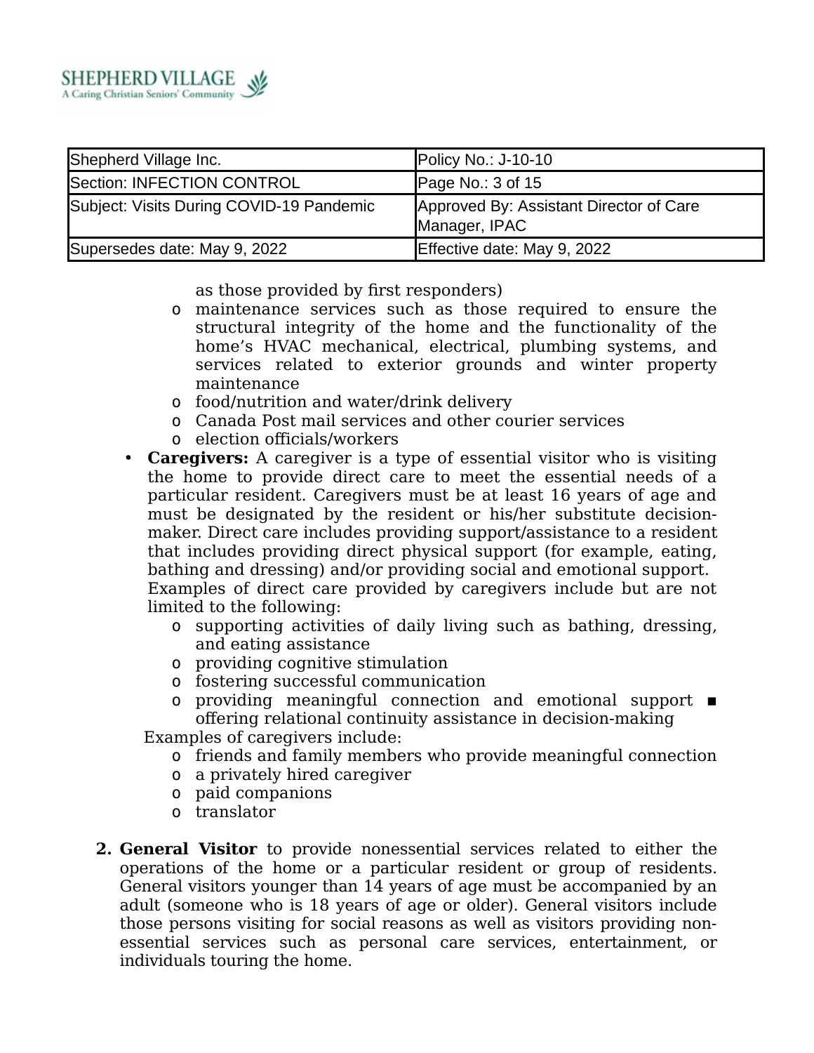as those provided by first responders)
  - maintenance services such as those required to ensure the structural integrity of the home and the functionality of the home's HVAC mechanical, electrical, plumbing systems, and services related to exterior grounds and winter property maintenance
  - food/nutrition and water/drink delivery
  - Canada Post mail services and other courier services
  - election officials/workers
- **Caregivers:** A caregiver is a type of essential visitor who is visiting the home to provide direct care to meet the essential needs of a particular resident. Caregivers must be at least 16 years of age and must be designated by the resident or his/her substitute decision-maker. Direct care includes providing support/assistance to a resident that includes providing direct physical support (for example, eating, bathing and dressing) and/or providing social and emotional support. Examples of direct care provided by caregivers include but are not limited to the following:
  - supporting activities of daily living such as bathing, dressing, and eating assistance
  - providing cognitive stimulation
  - fostering successful communication
  - providing meaningful connection and emotional support ▪ offering relational continuity assistance in decision-making

  Examples of caregivers include:
  - friends and family members who provide meaningful connection
  - a privately hired caregiver
  - paid companions
  - translator

2. **General Visitor** to provide nonessential services related to either the operations of the home or a particular resident or group of residents. General visitors younger than 14 years of age must be accompanied by an adult (someone who is 18 years of age or older). General visitors include those persons visiting for social reasons as well as visitors providing non-essential services such as personal care services, entertainment, or individuals touring the home.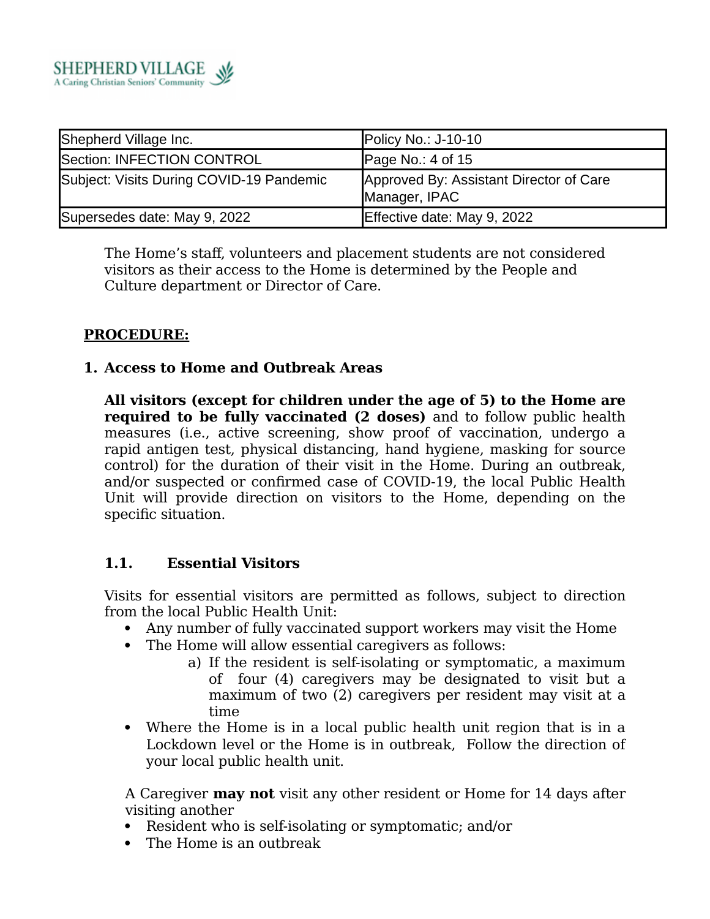The Home's staff, volunteers and placement students are not considered visitors as their access to the Home is determined by the People and Culture department or Director of Care.

**PROCEDURE:**

## 1. Access to Home and Outbreak Areas

**All visitors (except for children under the age of 5) to the Home are required to be fully vaccinated (2 doses)** and to follow public health measures (i.e., active screening, show proof of vaccination, undergo a rapid antigen test, physical distancing, hand hygiene, masking for source control) for the duration of their visit in the Home. During an outbreak, and/or suspected or confirmed case of COVID-19, the local Public Health Unit will provide direction on visitors to the Home, depending on the specific situation.

### 1.1. Essential Visitors

Visits for essential visitors are permitted as follows, subject to direction from the local Public Health Unit:

- Any number of fully vaccinated support workers may visit the Home
- The Home will allow essential caregivers as follows:
  a) If the resident is self-isolating or symptomatic, a maximum of four (4) caregivers may be designated to visit but a maximum of two (2) caregivers per resident may visit at a time
- Where the Home is in a local public health unit region that is in a Lockdown level or the Home is in outbreak, Follow the direction of your local public health unit.

A Caregiver **may not** visit any other resident or Home for 14 days after visiting another

- Resident who is self-isolating or symptomatic; and/or
- The Home is an outbreak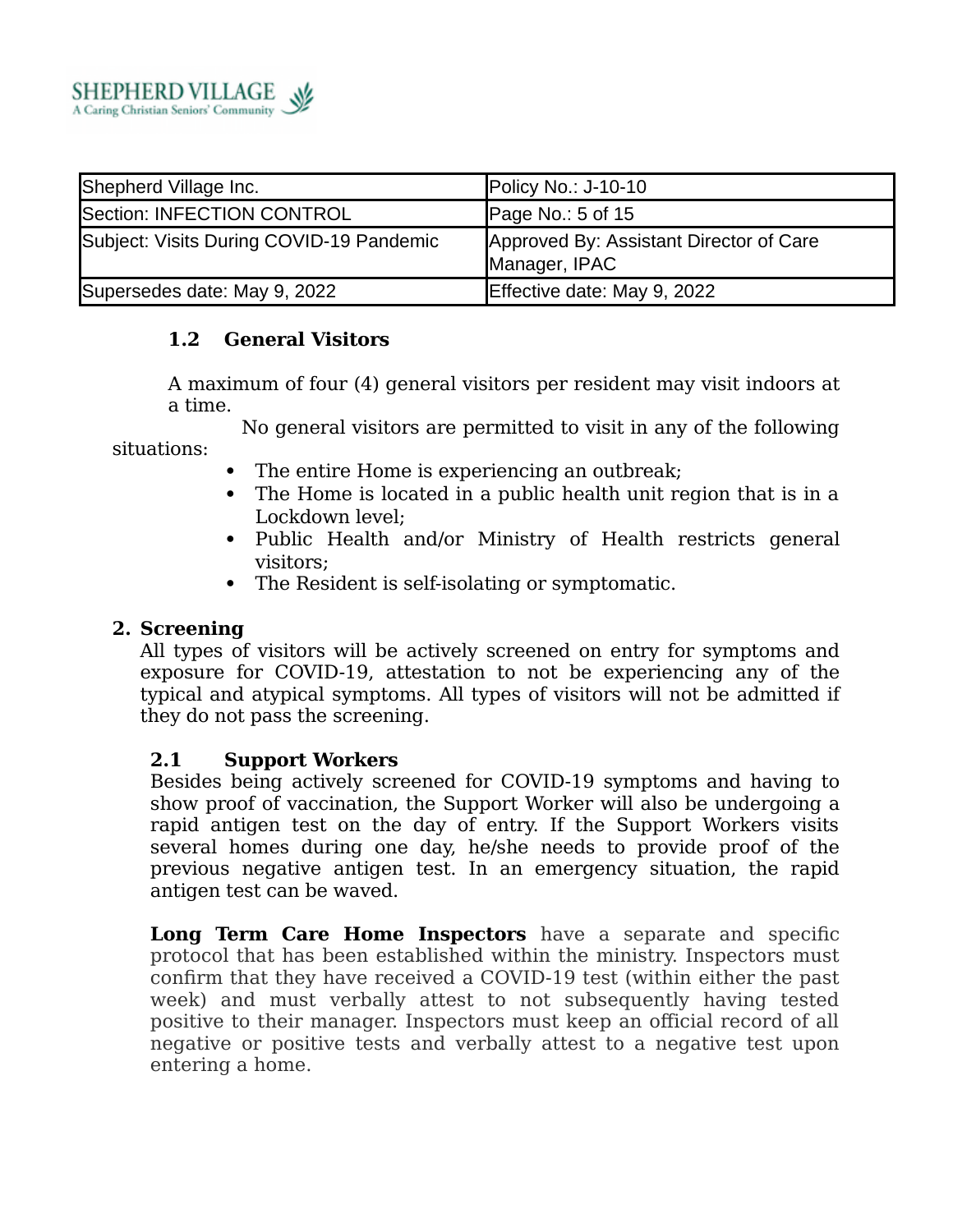| Shepherd Village Inc. | Policy No.: J-10-10 |
| --- | --- |
| Section: INFECTION CONTROL | Page No.: 5 of 15 |
| Subject: Visits During COVID-19 Pandemic | Approved By: Assistant Director of Care Manager, IPAC |
| Supersedes date: May 9, 2022 | Effective date: May 9, 2022 |

### 1.2 General Visitors

A maximum of four (4) general visitors per resident may visit indoors at a time.

No general visitors are permitted to visit in any of the following situations:

- The entire Home is experiencing an outbreak;
- The Home is located in a public health unit region that is in a Lockdown level;
- Public Health and/or Ministry of Health restricts general visitors;
- The Resident is self-isolating or symptomatic.

## 2. Screening

All types of visitors will be actively screened on entry for symptoms and exposure for COVID-19, attestation to not be experiencing any of the typical and atypical symptoms. All types of visitors will not be admitted if they do not pass the screening.

### 2.1 Support Workers

Besides being actively screened for COVID-19 symptoms and having to show proof of vaccination, the Support Worker will also be undergoing a rapid antigen test on the day of entry. If the Support Workers visits several homes during one day, he/she needs to provide proof of the previous negative antigen test. In an emergency situation, the rapid antigen test can be waved.

**Long Term Care Home Inspectors** have a separate and specific protocol that has been established within the ministry. Inspectors must confirm that they have received a COVID-19 test (within either the past week) and must verbally attest to not subsequently having tested positive to their manager. Inspectors must keep an official record of all negative or positive tests and verbally attest to a negative test upon entering a home.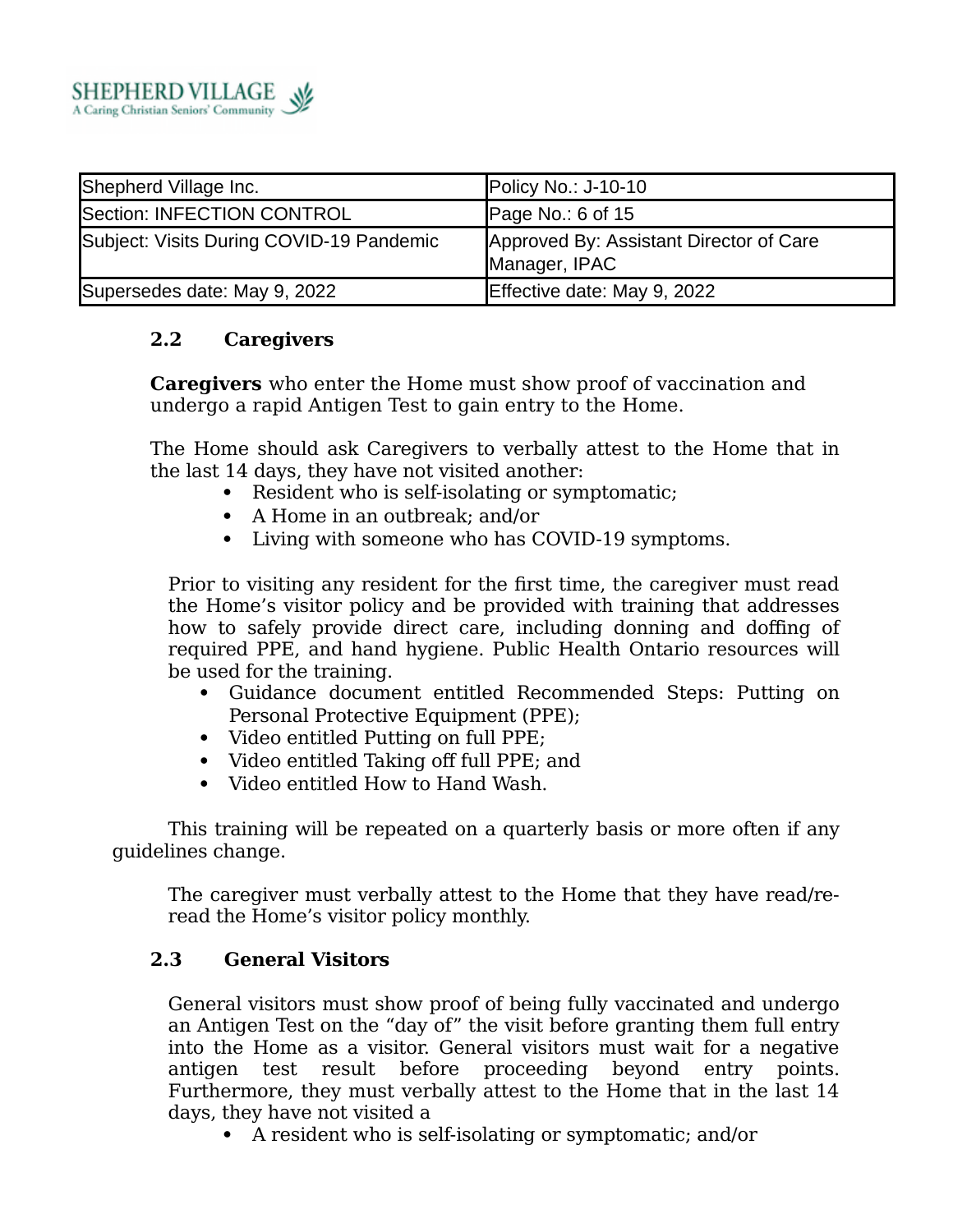### 2.2 Caregivers

**Caregivers** who enter the Home must show proof of vaccination and undergo a rapid Antigen Test to gain entry to the Home.

The Home should ask Caregivers to verbally attest to the Home that in the last 14 days, they have not visited another:

- Resident who is self-isolating or symptomatic;
- A Home in an outbreak; and/or
- Living with someone who has COVID-19 symptoms.

Prior to visiting any resident for the first time, the caregiver must read the Home's visitor policy and be provided with training that addresses how to safely provide direct care, including donning and doffing of required PPE, and hand hygiene. Public Health Ontario resources will be used for the training.

- Guidance document entitled Recommended Steps: Putting on Personal Protective Equipment (PPE);
- Video entitled Putting on full PPE;
- Video entitled Taking off full PPE; and
- Video entitled How to Hand Wash.

This training will be repeated on a quarterly basis or more often if any guidelines change.

The caregiver must verbally attest to the Home that they have read/re-read the Home's visitor policy monthly.

### 2.3 General Visitors

General visitors must show proof of being fully vaccinated and undergo an Antigen Test on the "day of" the visit before granting them full entry into the Home as a visitor. General visitors must wait for a negative antigen test result before proceeding beyond entry points. Furthermore, they must verbally attest to the Home that in the last 14 days, they have not visited a

- A resident who is self-isolating or symptomatic; and/or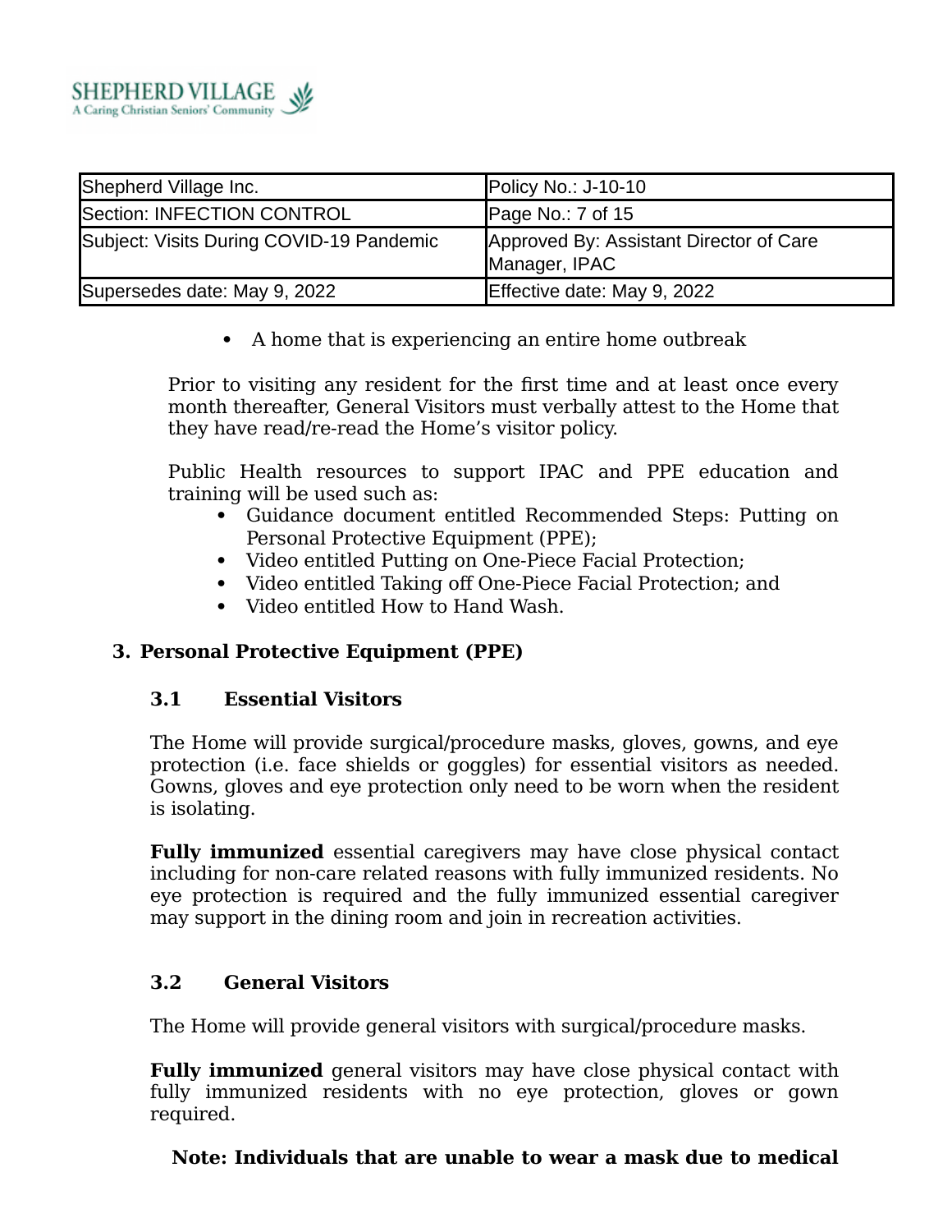- A home that is experiencing an entire home outbreak

Prior to visiting any resident for the first time and at least once every month thereafter, General Visitors must verbally attest to the Home that they have read/re-read the Home's visitor policy.

Public Health resources to support IPAC and PPE education and training will be used such as:

- Guidance document entitled Recommended Steps: Putting on Personal Protective Equipment (PPE);
- Video entitled Putting on One-Piece Facial Protection;
- Video entitled Taking off One-Piece Facial Protection; and
- Video entitled How to Hand Wash.

## 3. Personal Protective Equipment (PPE)

### 3.1 Essential Visitors

The Home will provide surgical/procedure masks, gloves, gowns, and eye protection (i.e. face shields or goggles) for essential visitors as needed. Gowns, gloves and eye protection only need to be worn when the resident is isolating.

**Fully immunized** essential caregivers may have close physical contact including for non-care related reasons with fully immunized residents. No eye protection is required and the fully immunized essential caregiver may support in the dining room and join in recreation activities.

### 3.2 General Visitors

The Home will provide general visitors with surgical/procedure masks.

**Fully immunized** general visitors may have close physical contact with fully immunized residents with no eye protection, gloves or gown required.

**Note: Individuals that are unable to wear a mask due to medical**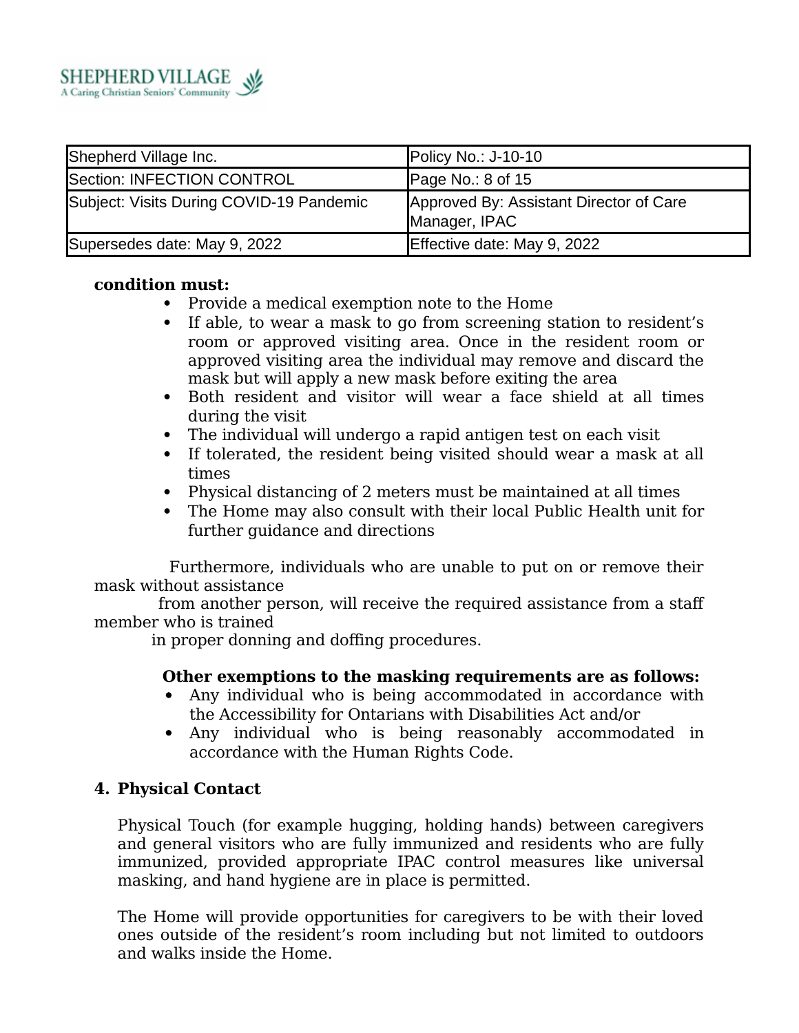**condition must:**

- Provide a medical exemption note to the Home
- If able, to wear a mask to go from screening station to resident's room or approved visiting area. Once in the resident room or approved visiting area the individual may remove and discard the mask but will apply a new mask before exiting the area
- Both resident and visitor will wear a face shield at all times during the visit
- The individual will undergo a rapid antigen test on each visit
- If tolerated, the resident being visited should wear a mask at all times
- Physical distancing of 2 meters must be maintained at all times
- The Home may also consult with their local Public Health unit for further guidance and directions

Furthermore, individuals who are unable to put on or remove their mask without assistance from another person, will receive the required assistance from a staff member who is trained in proper donning and doffing procedures.

**Other exemptions to the masking requirements are as follows:**

- Any individual who is being accommodated in accordance with the Accessibility for Ontarians with Disabilities Act and/or
- Any individual who is being reasonably accommodated in accordance with the Human Rights Code.

**4. Physical Contact**

Physical Touch (for example hugging, holding hands) between caregivers and general visitors who are fully immunized and residents who are fully immunized, provided appropriate IPAC control measures like universal masking, and hand hygiene are in place is permitted.

The Home will provide opportunities for caregivers to be with their loved ones outside of the resident's room including but not limited to outdoors and walks inside the Home.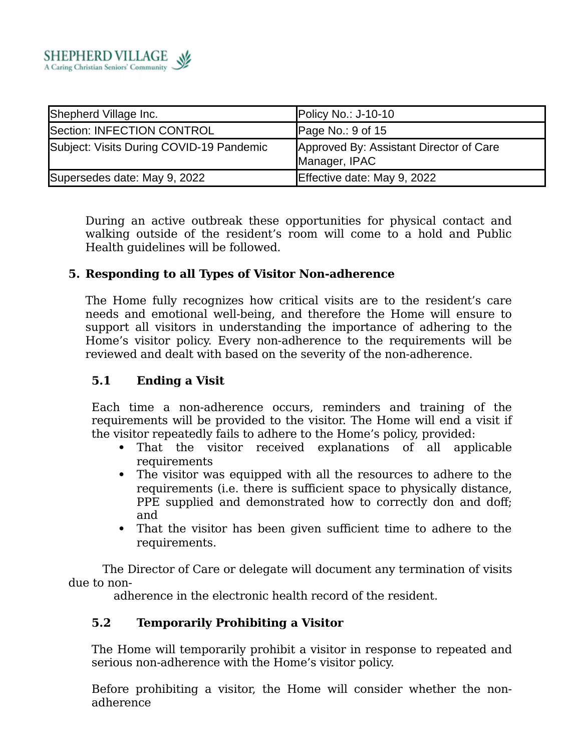SHEPHERD VILLAGE
A Caring Christian Seniors' Community

| Shepherd Village Inc. | Policy No.: J-10-10 |
|---|---|
| Section: INFECTION CONTROL | Page No.: 9 of 15 |
| Subject: Visits During COVID-19 Pandemic | Approved By: Assistant Director of Care Manager, IPAC |
| Supersedes date: May 9, 2022 | Effective date: May 9, 2022 |

During an active outbreak these opportunities for physical contact and walking outside of the resident's room will come to a hold and Public Health guidelines will be followed.

## 5. Responding to all Types of Visitor Non-adherence

The Home fully recognizes how critical visits are to the resident's care needs and emotional well-being, and therefore the Home will ensure to support all visitors in understanding the importance of adhering to the Home's visitor policy. Every non-adherence to the requirements will be reviewed and dealt with based on the severity of the non-adherence.

### 5.1 Ending a Visit

Each time a non-adherence occurs, reminders and training of the requirements will be provided to the visitor. The Home will end a visit if the visitor repeatedly fails to adhere to the Home's policy, provided:

- That the visitor received explanations of all applicable requirements
- The visitor was equipped with all the resources to adhere to the requirements (i.e. there is sufficient space to physically distance, PPE supplied and demonstrated how to correctly don and doff; and
- That the visitor has been given sufficient time to adhere to the requirements.

The Director of Care or delegate will document any termination of visits due to non-adherence in the electronic health record of the resident.

### 5.2 Temporarily Prohibiting a Visitor

The Home will temporarily prohibit a visitor in response to repeated and serious non-adherence with the Home's visitor policy.

Before prohibiting a visitor, the Home will consider whether the non-adherence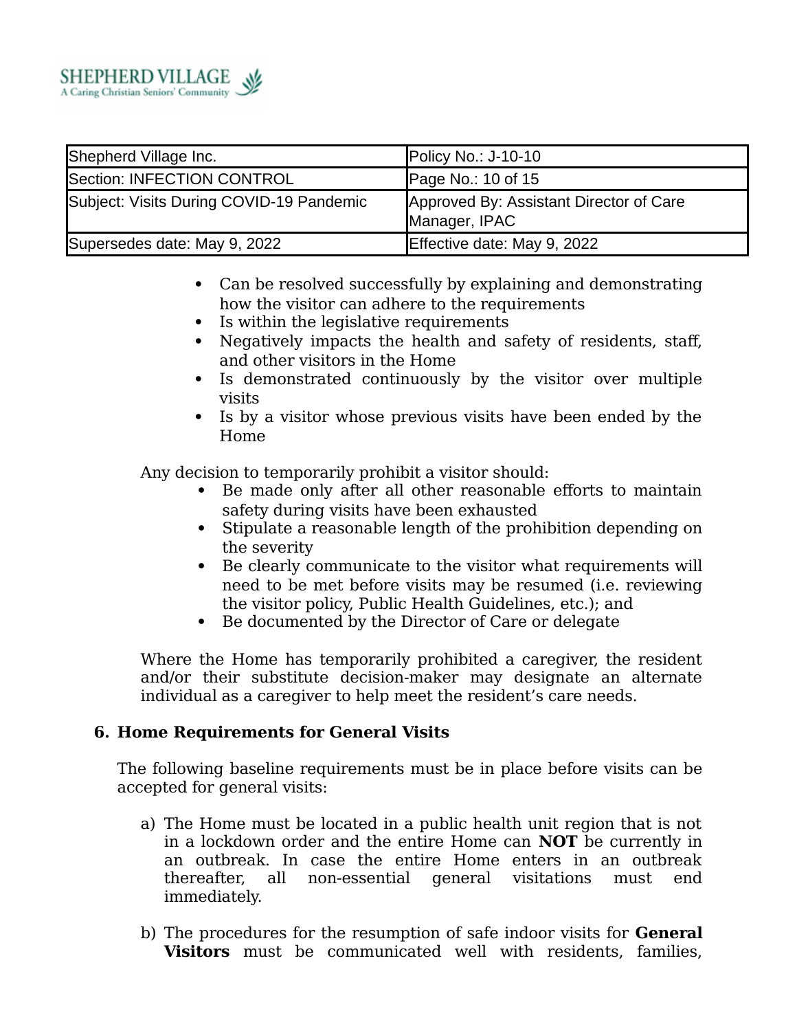- Can be resolved successfully by explaining and demonstrating how the visitor can adhere to the requirements
- Is within the legislative requirements
- Negatively impacts the health and safety of residents, staff, and other visitors in the Home
- Is demonstrated continuously by the visitor over multiple visits
- Is by a visitor whose previous visits have been ended by the Home

Any decision to temporarily prohibit a visitor should:

- Be made only after all other reasonable efforts to maintain safety during visits have been exhausted
- Stipulate a reasonable length of the prohibition depending on the severity
- Be clearly communicate to the visitor what requirements will need to be met before visits may be resumed (i.e. reviewing the visitor policy, Public Health Guidelines, etc.); and
- Be documented by the Director of Care or delegate

Where the Home has temporarily prohibited a caregiver, the resident and/or their substitute decision-maker may designate an alternate individual as a caregiver to help meet the resident's care needs.

## 6. Home Requirements for General Visits

The following baseline requirements must be in place before visits can be accepted for general visits:

a) The Home must be located in a public health unit region that is not in a lockdown order and the entire Home can **NOT** be currently in an outbreak. In case the entire Home enters in an outbreak thereafter, all non-essential general visitations must end immediately.

b) The procedures for the resumption of safe indoor visits for **General Visitors** must be communicated well with residents, families,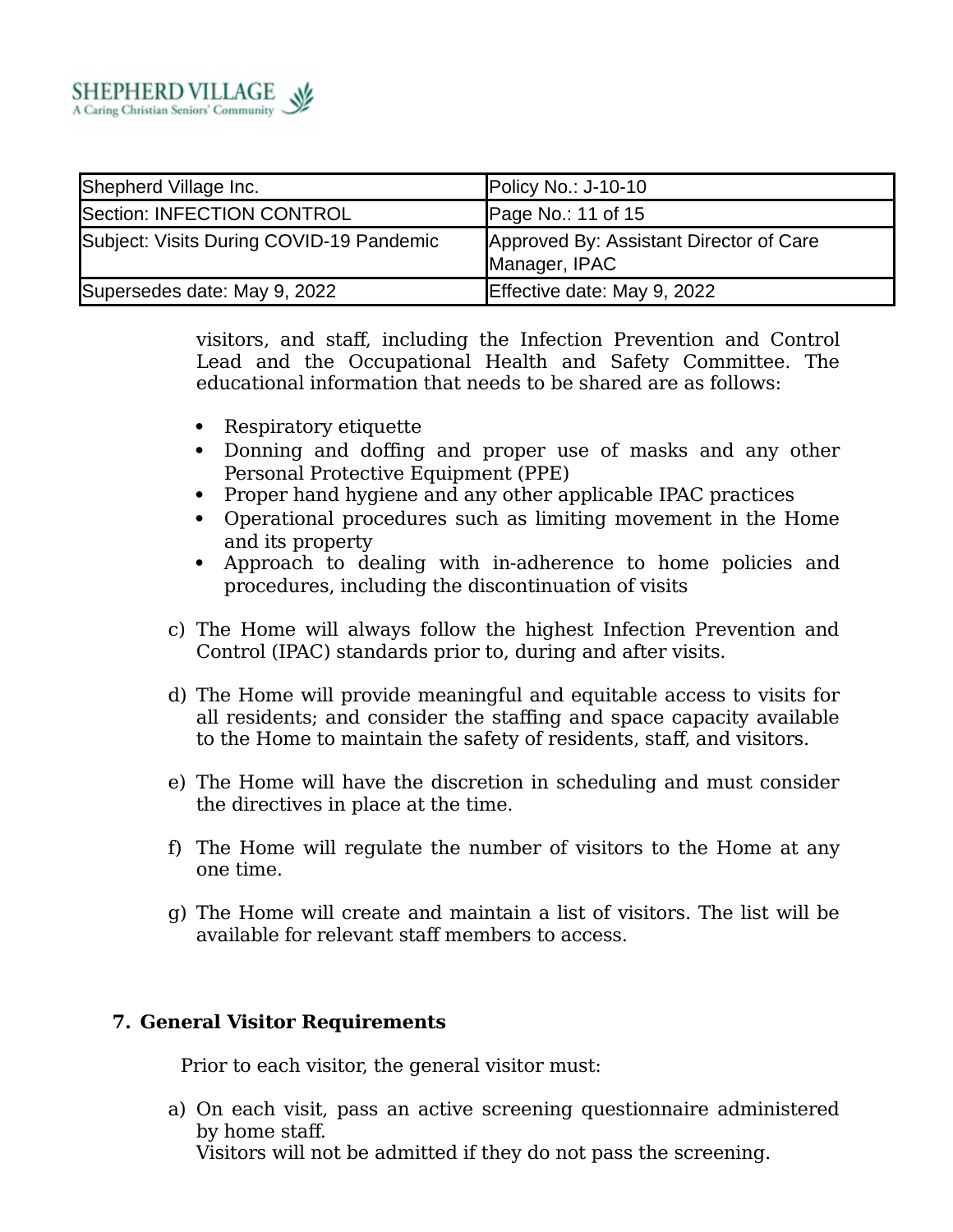visitors, and staff, including the Infection Prevention and Control Lead and the Occupational Health and Safety Committee. The educational information that needs to be shared are as follows:

- Respiratory etiquette
- Donning and doffing and proper use of masks and any other Personal Protective Equipment (PPE)
- Proper hand hygiene and any other applicable IPAC practices
- Operational procedures such as limiting movement in the Home and its property
- Approach to dealing with in-adherence to home policies and procedures, including the discontinuation of visits

c) The Home will always follow the highest Infection Prevention and Control (IPAC) standards prior to, during and after visits.

d) The Home will provide meaningful and equitable access to visits for all residents; and consider the staffing and space capacity available to the Home to maintain the safety of residents, staff, and visitors.

e) The Home will have the discretion in scheduling and must consider the directives in place at the time.

f) The Home will regulate the number of visitors to the Home at any one time.

g) The Home will create and maintain a list of visitors. The list will be available for relevant staff members to access.

## 7. General Visitor Requirements

Prior to each visitor, the general visitor must:

a) On each visit, pass an active screening questionnaire administered by home staff.
   Visitors will not be admitted if they do not pass the screening.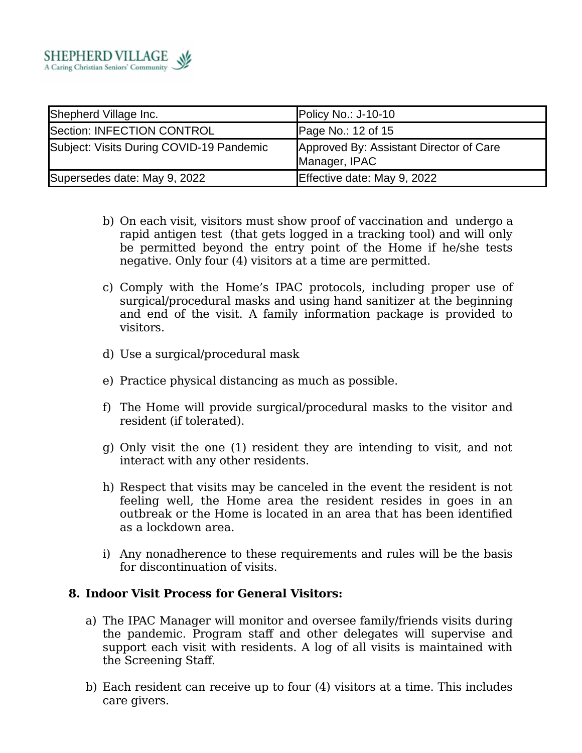| Shepherd Village Inc. | Policy No.: J-10-10 |
|---|---|
| Section: INFECTION CONTROL | Page No.: 12 of 15 |
| Subject: Visits During COVID-19 Pandemic | Approved By: Assistant Director of Care Manager, IPAC |
| Supersedes date: May 9, 2022 | Effective date: May 9, 2022 |

b) On each visit, visitors must show proof of vaccination and undergo a rapid antigen test (that gets logged in a tracking tool) and will only be permitted beyond the entry point of the Home if he/she tests negative. Only four (4) visitors at a time are permitted.

c) Comply with the Home's IPAC protocols, including proper use of surgical/procedural masks and using hand sanitizer at the beginning and end of the visit. A family information package is provided to visitors.

d) Use a surgical/procedural mask

e) Practice physical distancing as much as possible.

f) The Home will provide surgical/procedural masks to the visitor and resident (if tolerated).

g) Only visit the one (1) resident they are intending to visit, and not interact with any other residents.

h) Respect that visits may be canceled in the event the resident is not feeling well, the Home area the resident resides in goes in an outbreak or the Home is located in an area that has been identified as a lockdown area.

i) Any nonadherence to these requirements and rules will be the basis for discontinuation of visits.

**8. Indoor Visit Process for General Visitors:**

a) The IPAC Manager will monitor and oversee family/friends visits during the pandemic. Program staff and other delegates will supervise and support each visit with residents. A log of all visits is maintained with the Screening Staff.

b) Each resident can receive up to four (4) visitors at a time. This includes care givers.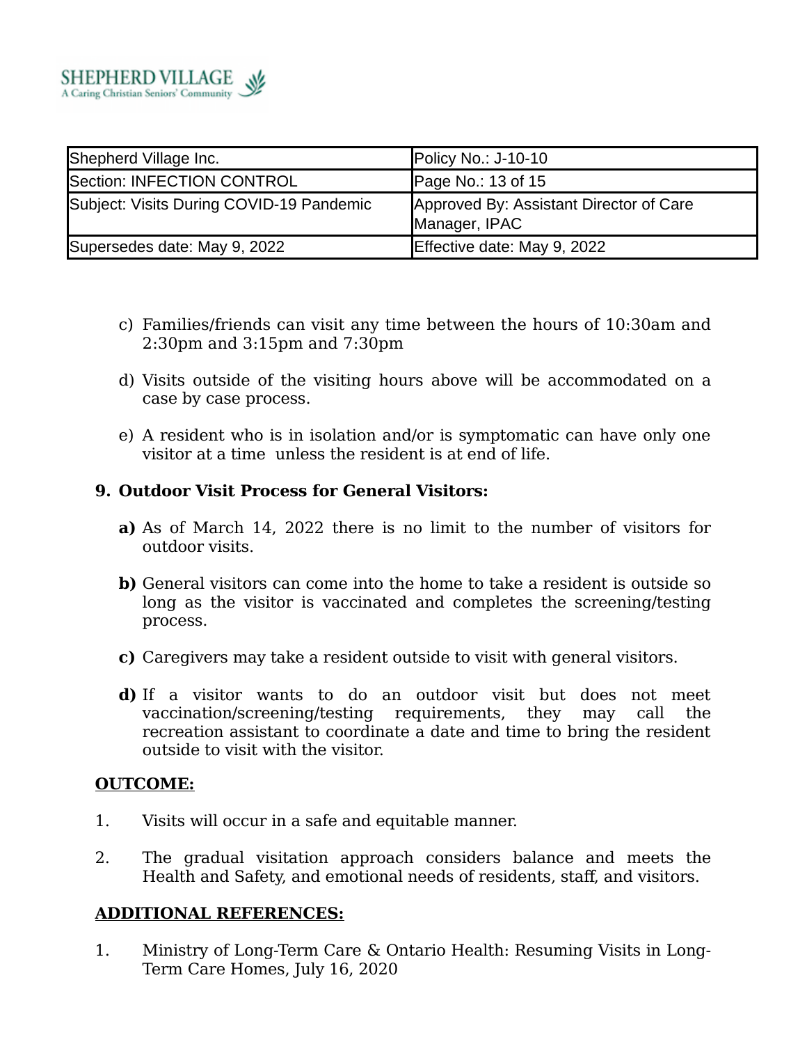SHEPHERD VILLAGE
A Caring Christian Seniors' Community

| Shepherd Village Inc. | Policy No.: J-10-10 |
|---|---|
| Section: INFECTION CONTROL | Page No.: 13 of 15 |
| Subject: Visits During COVID-19 Pandemic | Approved By: Assistant Director of Care Manager, IPAC |
| Supersedes date: May 9, 2022 | Effective date: May 9, 2022 |

c) Families/friends can visit any time between the hours of 10:30am and 2:30pm and 3:15pm and 7:30pm

d) Visits outside of the visiting hours above will be accommodated on a case by case process.

e) A resident who is in isolation and/or is symptomatic can have only one visitor at a time unless the resident is at end of life.

**9. Outdoor Visit Process for General Visitors:**

**a)** As of March 14, 2022 there is no limit to the number of visitors for outdoor visits.

**b)** General visitors can come into the home to take a resident is outside so long as the visitor is vaccinated and completes the screening/testing process.

**c)** Caregivers may take a resident outside to visit with general visitors.

**d)** If a visitor wants to do an outdoor visit but does not meet vaccination/screening/testing requirements, they may call the recreation assistant to coordinate a date and time to bring the resident outside to visit with the visitor.

**<u>OUTCOME:</u>**

1. Visits will occur in a safe and equitable manner.

2. The gradual visitation approach considers balance and meets the Health and Safety, and emotional needs of residents, staff, and visitors.

**<u>ADDITIONAL REFERENCES:</u>**

1. Ministry of Long-Term Care & Ontario Health: Resuming Visits in Long-Term Care Homes, July 16, 2020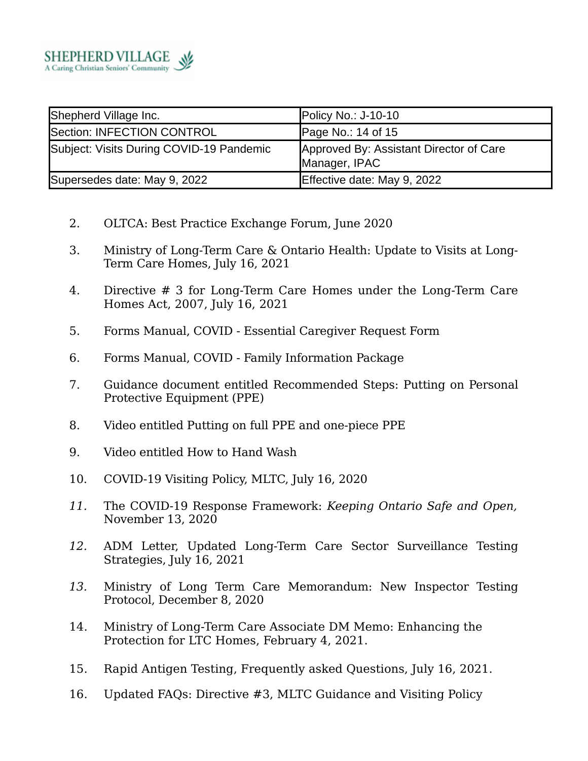| Shepherd Village Inc. | Policy No.: J-10-10 |
|---|---|
| Section: INFECTION CONTROL | Page No.: 14 of 15 |
| Subject: Visits During COVID-19 Pandemic | Approved By: Assistant Director of Care Manager, IPAC |
| Supersedes date: May 9, 2022 | Effective date: May 9, 2022 |

2. OLTCA: Best Practice Exchange Forum, June 2020
3. Ministry of Long-Term Care & Ontario Health: Update to Visits at Long-Term Care Homes, July 16, 2021
4. Directive # 3 for Long-Term Care Homes under the Long-Term Care Homes Act, 2007, July 16, 2021
5. Forms Manual, COVID - Essential Caregiver Request Form
6. Forms Manual, COVID - Family Information Package
7. Guidance document entitled Recommended Steps: Putting on Personal Protective Equipment (PPE)
8. Video entitled Putting on full PPE and one-piece PPE
9. Video entitled How to Hand Wash
10. COVID-19 Visiting Policy, MLTC, July 16, 2020
11. The COVID-19 Response Framework: *Keeping Ontario Safe and Open,* November 13, 2020
12. ADM Letter, Updated Long-Term Care Sector Surveillance Testing Strategies, July 16, 2021
13. Ministry of Long Term Care Memorandum: New Inspector Testing Protocol, December 8, 2020
14. Ministry of Long-Term Care Associate DM Memo: Enhancing the Protection for LTC Homes, February 4, 2021.
15. Rapid Antigen Testing, Frequently asked Questions, July 16, 2021.
16. Updated FAQs: Directive #3, MLTC Guidance and Visiting Policy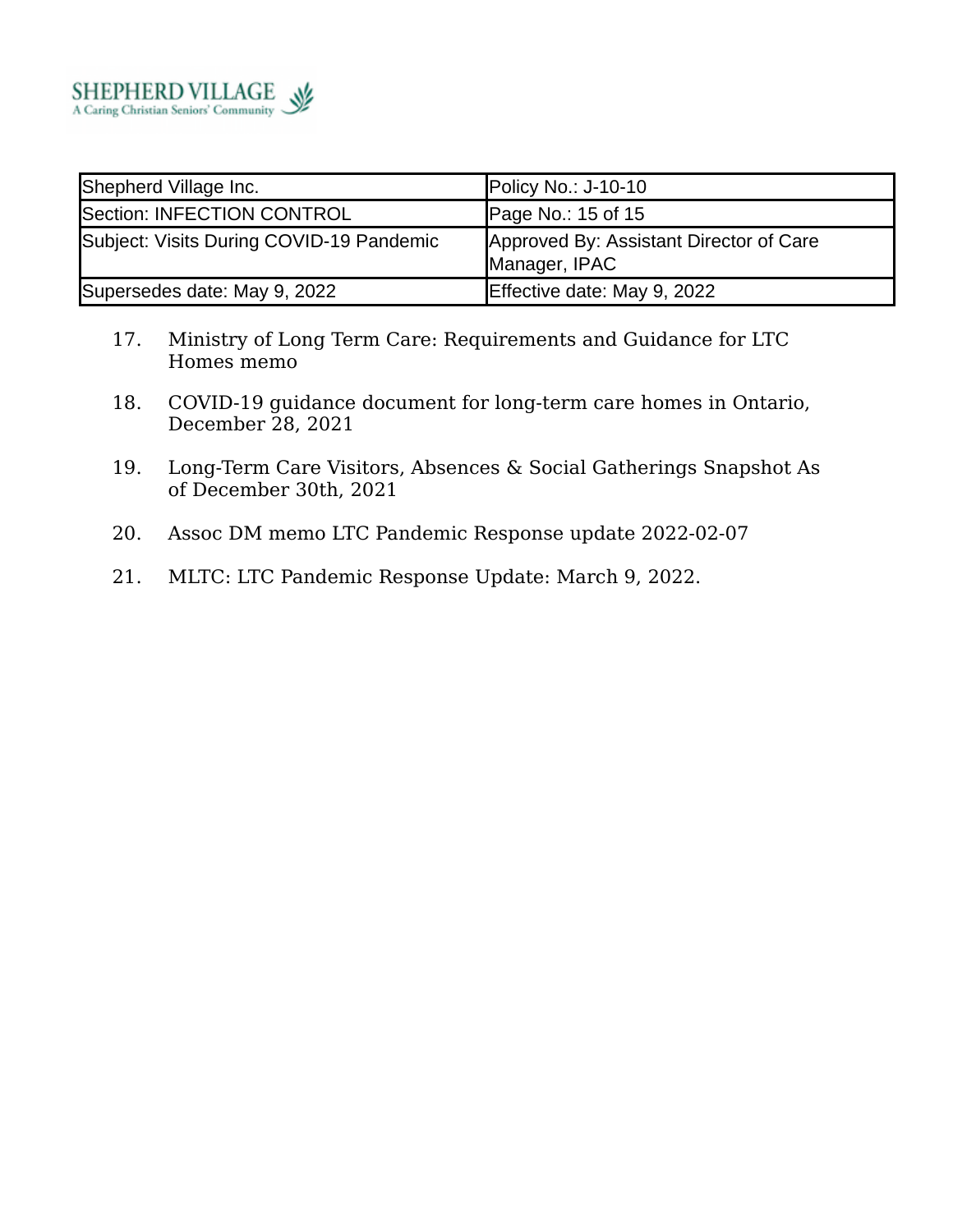17. Ministry of Long Term Care: Requirements and Guidance for LTC Homes memo

18. COVID-19 guidance document for long-term care homes in Ontario, December 28, 2021

19. Long-Term Care Visitors, Absences & Social Gatherings Snapshot As of December 30th, 2021

20. Assoc DM memo LTC Pandemic Response update 2022-02-07

21. MLTC: LTC Pandemic Response Update: March 9, 2022.